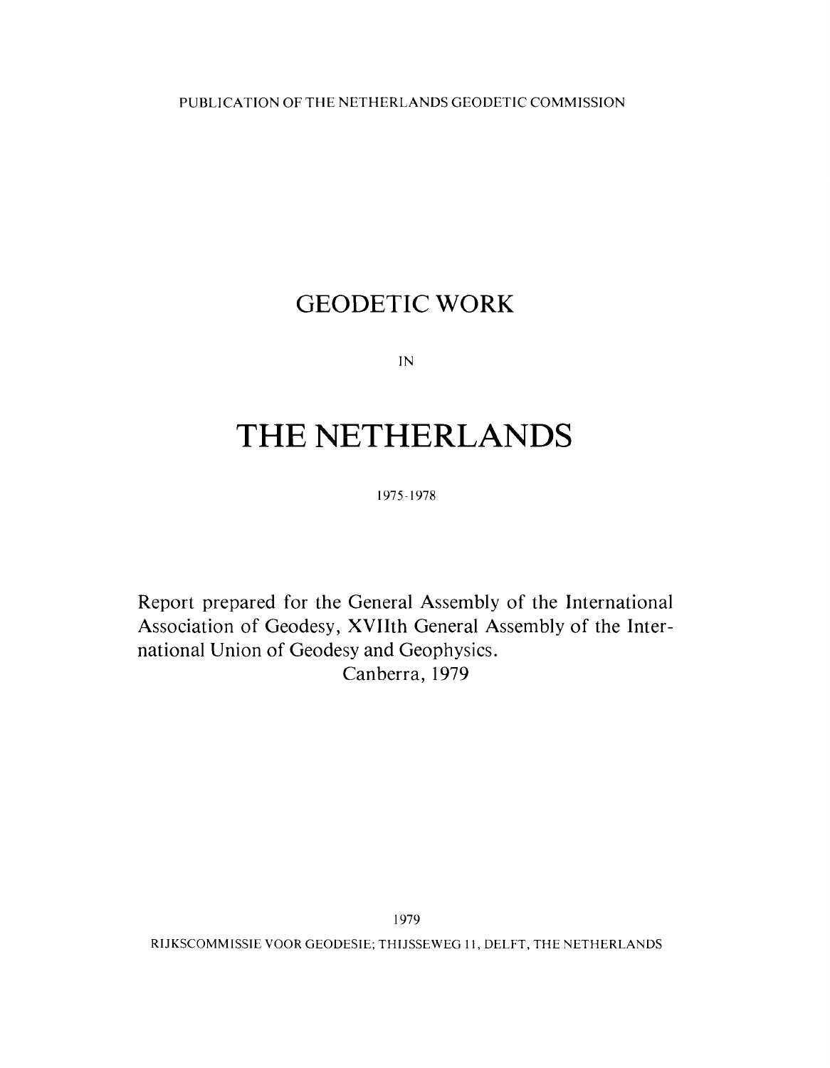PUBLICATION OF THE NETHERLANDS GEODETIC COMMISSION

# GEODETIC WORK

IN

# THE NETHERLANDS

1975-1978

Report prepared for the General Assembly of the International Association of Geodesy, XVIIth General Assembly of the International Union of Geodesy and Geophysics.

Canberra, 1979

1979

RIJKSCOMMISSIE VOOR GEODESIE; THIJSSEWEG 11, DELFT, THE NETHERLANDS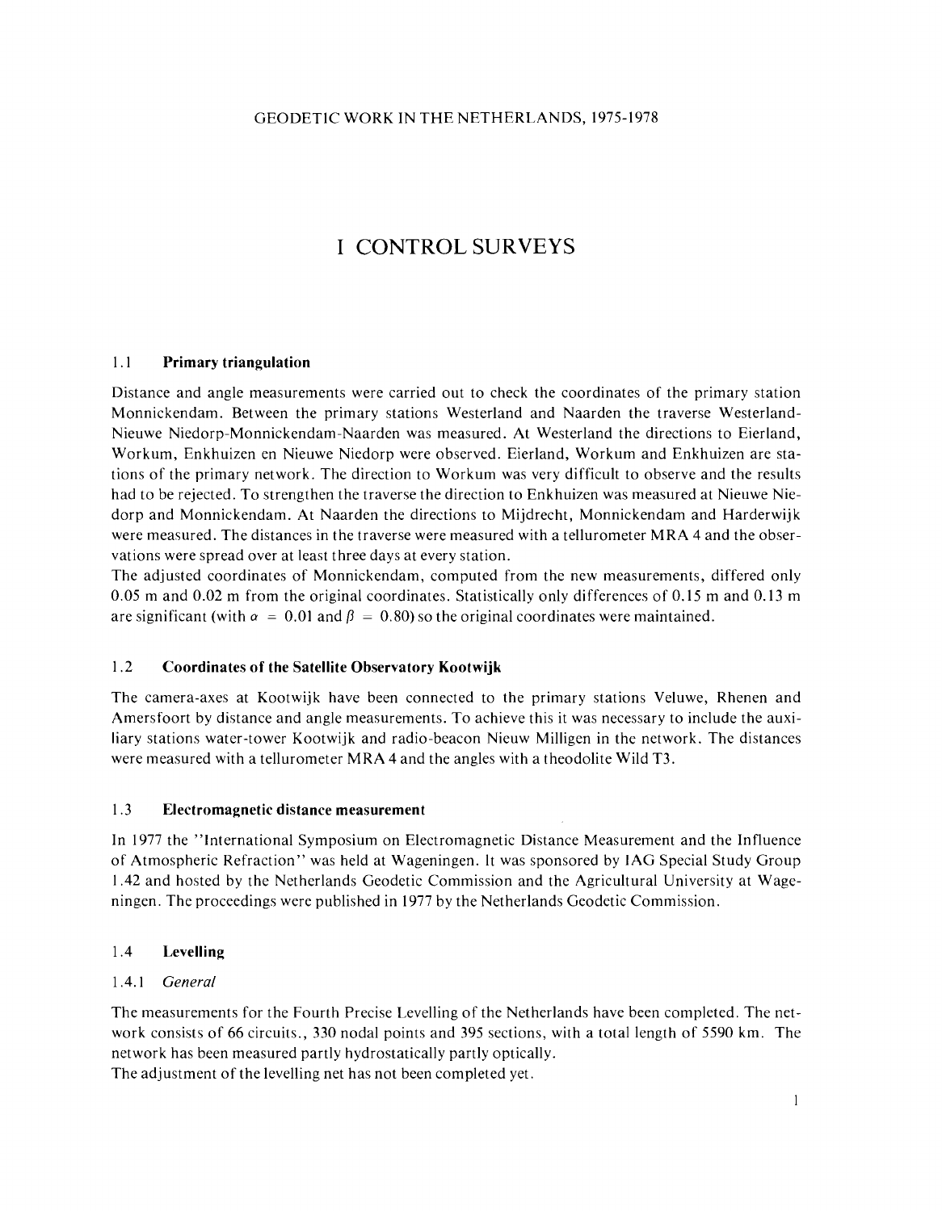# I CONTROL SURVEYS

## 1.1 Primary triangulation

Distance and angle measurements were carried out to check the coordinates of the primary station Monnickendam. Between the primary stations Westerland and Naarden the traverse Westerland-Nieuwe Niedorp-Monnickendam-Naarden was measured. At Westerland the directions to Eierland, Workum, Enkhuizen en Nieuwe Niedorp were observed. Eierland, Workum and Enkhuizen are stations of the primary network. The direction to Workum was very difficult to observe and the results had to be rejected. To strengthen the traverse the direction to Enkhuizen was measured at Nieuwe Niedorp and Monnickendam. At Naarden the directions to Mijdrecht, Monnickendam and Harderwijk were measured. The distances in the traverse were measured with a tellurometer MRA 4 and the observations were spread over at least three days at every station.

The adjusted coordinates of Monnickendam, computed from the new measurements, differed only 0.05 m and 0.02 m from the original coordinates. Statistically only differences of 0.15 m and 0.13 m are significant (with $\alpha = 0.01$ and $\beta = 0.80$) so the original coordinates were maintained.

## 1.2 Coordinates of the Satellite Observatory Kootwijk

The camera-axes at Kootwijk have been connected to the primary stations Veluwe, Rhenen and Amersfoort by distance and angle measurements. To achieve this it was necessary to include the auxiliary stations water-tower Kootwijk and radio-beacon Nieuw Milligen in the network. The distances were measured with a tellurometer MRA 4 and the angles with a theodolite Wild T3.

## 1.3 Electromagnetic distance measurement

In 1977 the "International Symposium on Electromagnetic Distance Measurement and the Influence of Atmospheric Refraction" was held at Wageningen. It was sponsored by IAG Special Study Group 1.42 and hosted by the Netherlands Geodetic Commission and the Agricultural University at Wageningen. The proceedings were published in 1977 by the Netherlands Geodetic Commission.

## 1.4 Levelling

### 1.4.1 *General*

The measurements for the Fourth Precise Levelling of the Netherlands have been completed. The network consists of 66 circuits., 330 nodal points and 395 sections, with a total length of 5590 km. The network has been measured partly hydrostatically partly optically.

The adjustment of the levelling net has not been completed yet.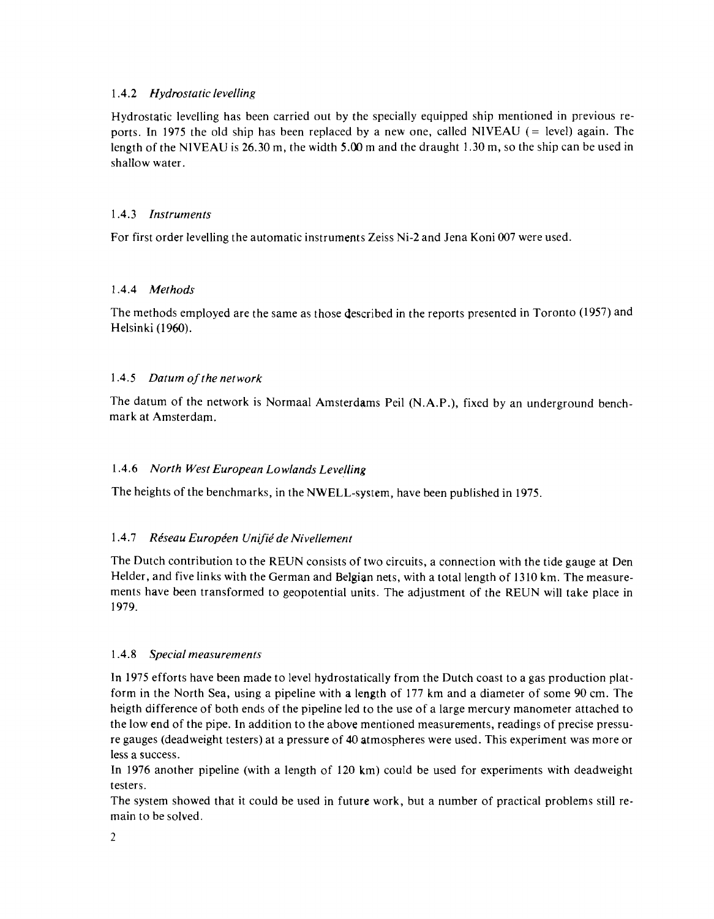### 1.4.2 *Hydrostatic levelling*

Hydrostatic levelling has been carried out by the specially equipped ship mentioned in previous reports. In 1975 the old ship has been replaced by a new one, called NIVEAU (= level) again. The length of the NIVEAU is 26.30 m, the width 5.00 m and the draught 1.30 m, so the ship can be used in shallow water.

### 1.4.3 *Instruments*

For first order levelling the automatic instruments Zeiss Ni-2 and Jena Koni 007 were used.

### 1.4.4 *Methods*

The methods employed are the same as those described in the reports presented in Toronto (1957) and Helsinki (1960).

### 1.4.5 *Datum of the network*

The datum of the network is Normaal Amsterdams Peil (N.A.P.), fixed by an underground benchmark at Amsterdam.

### 1.4.6 *North West European Lowlands Levelling*

The heights of the benchmarks, in the NWELL-system, have been published in 1975.

### 1.4.7 *Réseau Européen Unifié de Nivellement*

The Dutch contribution to the REUN consists of two circuits, a connection with the tide gauge at Den Helder, and five links with the German and Belgian nets, with a total length of 1310 km. The measurements have been transformed to geopotential units. The adjustment of the REUN will take place in 1979.

### 1.4.8 *Special measurements*

In 1975 efforts have been made to level hydrostatically from the Dutch coast to a gas production platform in the North Sea, using a pipeline with a length of 177 km and a diameter of some 90 cm. The heigth difference of both ends of the pipeline led to the use of a large mercury manometer attached to the low end of the pipe. In addition to the above mentioned measurements, readings of precise pressure gauges (deadweight testers) at a pressure of 40 atmospheres were used. This experiment was more or less a success.

In 1976 another pipeline (with a length of 120 km) could be used for experiments with deadweight testers.

The system showed that it could be used in future work, but a number of practical problems still remain to be solved.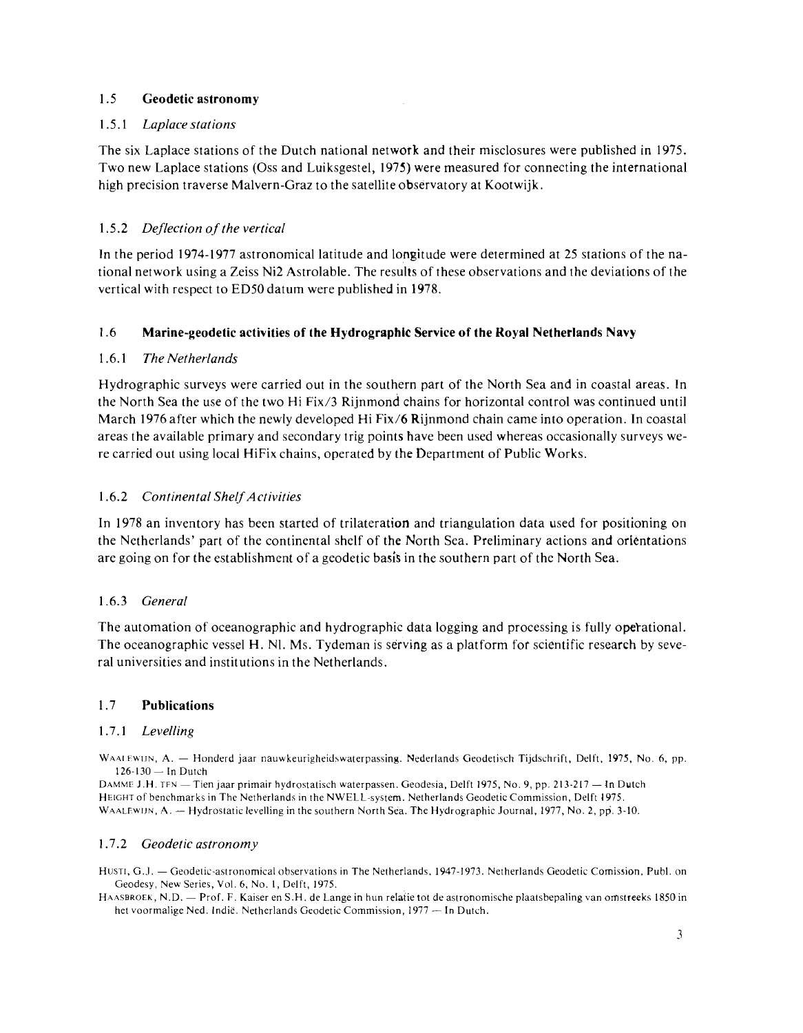## 1.5 Geodetic astronomy

### 1.5.1 *Laplace stations*

The six Laplace stations of the Dutch national network and their misclosures were published in 1975. Two new Laplace stations (Oss and Luiksgestel, 1975) were measured for connecting the international high precision traverse Malvern-Graz to the satellite observatory at Kootwijk.

### 1.5.2 *Deflection of the vertical*

In the period 1974-1977 astronomical latitude and longitude were determined at 25 stations of the national network using a Zeiss Ni2 Astrolable. The results of these observations and the deviations of the vertical with respect to ED50 datum were published in 1978.

## 1.6 Marine-geodetic activities of the Hydrographic Service of the Royal Netherlands Navy

### 1.6.1 *The Netherlands*

Hydrographic surveys were carried out in the southern part of the North Sea and in coastal areas. In the North Sea the use of the two Hi Fix/3 Rijnmond chains for horizontal control was continued until March 1976 after which the newly developed Hi Fix/6 Rijnmond chain came into operation. In coastal areas the available primary and secondary trig points have been used whereas occasionally surveys were carried out using local HiFix chains, operated by the Department of Public Works.

### 1.6.2 *Continental Shelf Activities*

In 1978 an inventory has been started of trilateration and triangulation data used for positioning on the Netherlands' part of the continental shelf of the North Sea. Preliminary actions and orientations are going on for the establishment of a geodetic basis in the southern part of the North Sea.

### 1.6.3 *General*

The automation of oceanographic and hydrographic data logging and processing is fully operational. The oceanographic vessel H. Nl. Ms. Tydeman is serving as a platform for scientific research by several universities and institutions in the Netherlands.

## 1.7 Publications

### 1.7.1 *Levelling*

WAALEWIJN, A. — Honderd jaar nauwkeurigheidswaterpassing. Nederlands Geodetisch Tijdschrift, Delft, 1975, No. 6, pp. 126-130 — In Dutch

DAMME J.H. TEN — Tien jaar primair hydrostatisch waterpassen. Geodesia, Delft 1975, No. 9, pp. 213-217 — In Dutch

HEIGHT of benchmarks in The Netherlands in the NWELL-system. Netherlands Geodetic Commission, Delft 1975.

WAALEWIJN, A. — Hydrostatic levelling in the southern North Sea. The Hydrographic Journal, 1977, No. 2, pp. 3-10.

### 1.7.2 *Geodetic astronomy*

HUSTI, G.J. — Geodetic-astronomical observations in The Netherlands, 1947-1973. Netherlands Geodetic Comission, Publ. on Geodesy, New Series, Vol. 6, No. 1, Delft, 1975.

HAASBROEK, N.D. — Prof. F. Kaiser en S.H. de Lange in hun relatie tot de astronomische plaatsbepaling van omstreeks 1850 in het voormalige Ned. Indië. Netherlands Geodetic Commission, 1977 — In Dutch.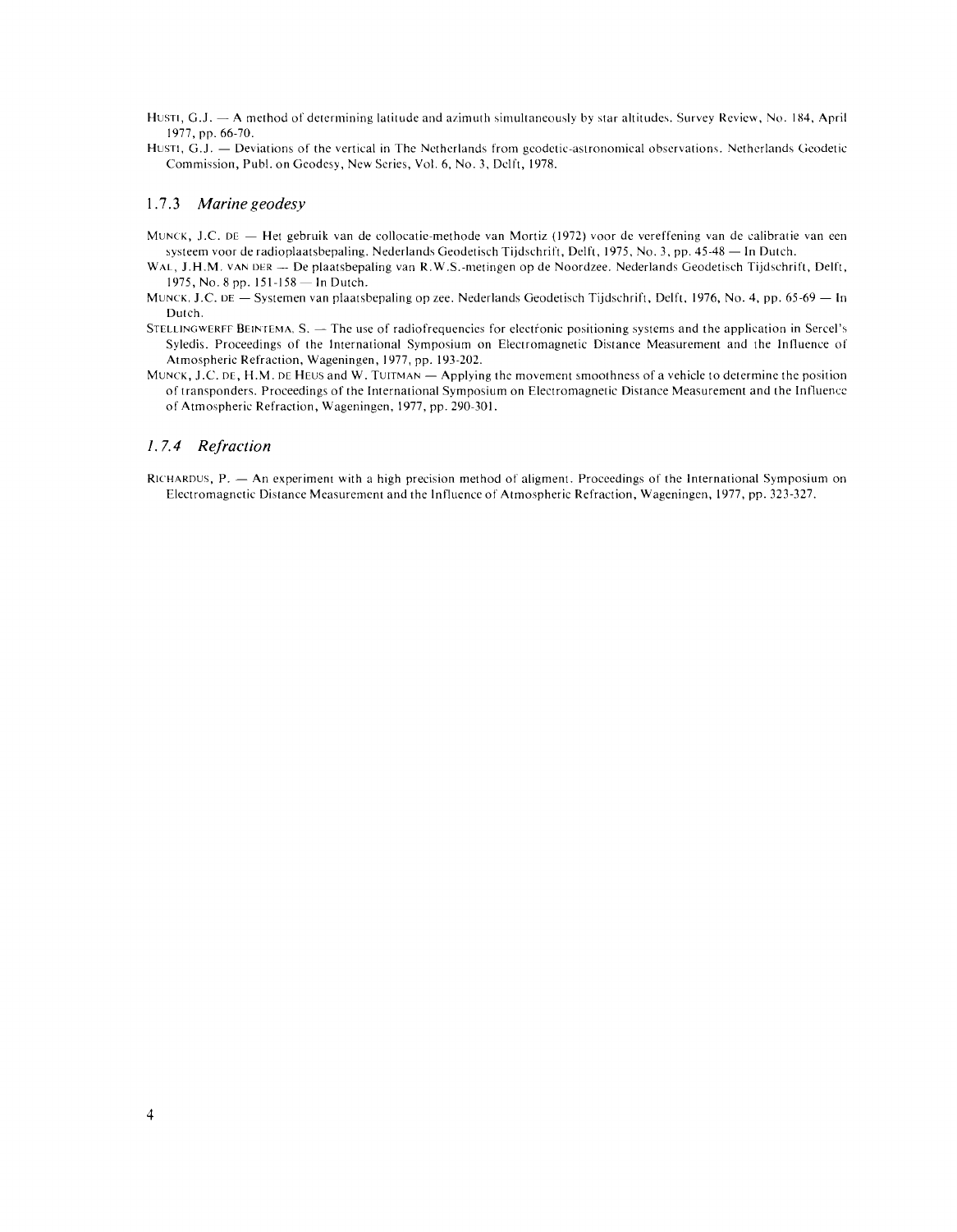HUSTI, G.J. — A method of determining latitude and azimuth simultaneously by star altitudes. Survey Review, No. 184, April 1977, pp. 66-70.

HUSTI, G.J. — Deviations of the vertical in The Netherlands from geodetic-astronomical observations. Netherlands Geodetic Commission, Publ. on Geodesy, New Series, Vol. 6, No. 3, Delft, 1978.

### 1.7.3 *Marine geodesy*

MUNCK, J.C. DE — Het gebruik van de collocatie-methode van Mortiz (1972) voor de vereffening van de calibratie van een systeem voor de radioplaatsbepaling. Nederlands Geodetisch Tijdschrift, Delft, 1975, No. 3, pp. 45-48 — In Dutch.

WAL, J.H.M. VAN DER — De plaatsbepaling van R.W.S.-metingen op de Noordzee. Nederlands Geodetisch Tijdschrift, Delft, 1975, No. 8 pp. 151-158 — In Dutch.

MUNCK, J.C. DE — Systemen van plaatsbepaling op zee. Nederlands Geodetisch Tijdschrift, Delft, 1976, No. 4, pp. 65-69 — In Dutch.

STELLINGWERFF BEINTEMA, S. — The use of radiofrequencies for electronic positioning systems and the application in Sercel's Syledis. Proceedings of the International Symposium on Electromagnetic Distance Measurement and the Influence of Atmospheric Refraction, Wageningen, 1977, pp. 193-202.

MUNCK, J.C. DE, H.M. DE HEUS and W. TUITMAN — Applying the movement smoothness of a vehicle to determine the position of transponders. Proceedings of the International Symposium on Electromagnetic Distance Measurement and the Influence of Atmospheric Refraction, Wageningen, 1977, pp. 290-301.

### 1.7.4 *Refraction*

RICHARDUS, P. — An experiment with a high precision method of aligment. Proceedings of the International Symposium on Electromagnetic Distance Measurement and the Influence of Atmospheric Refraction, Wageningen, 1977, pp. 323-327.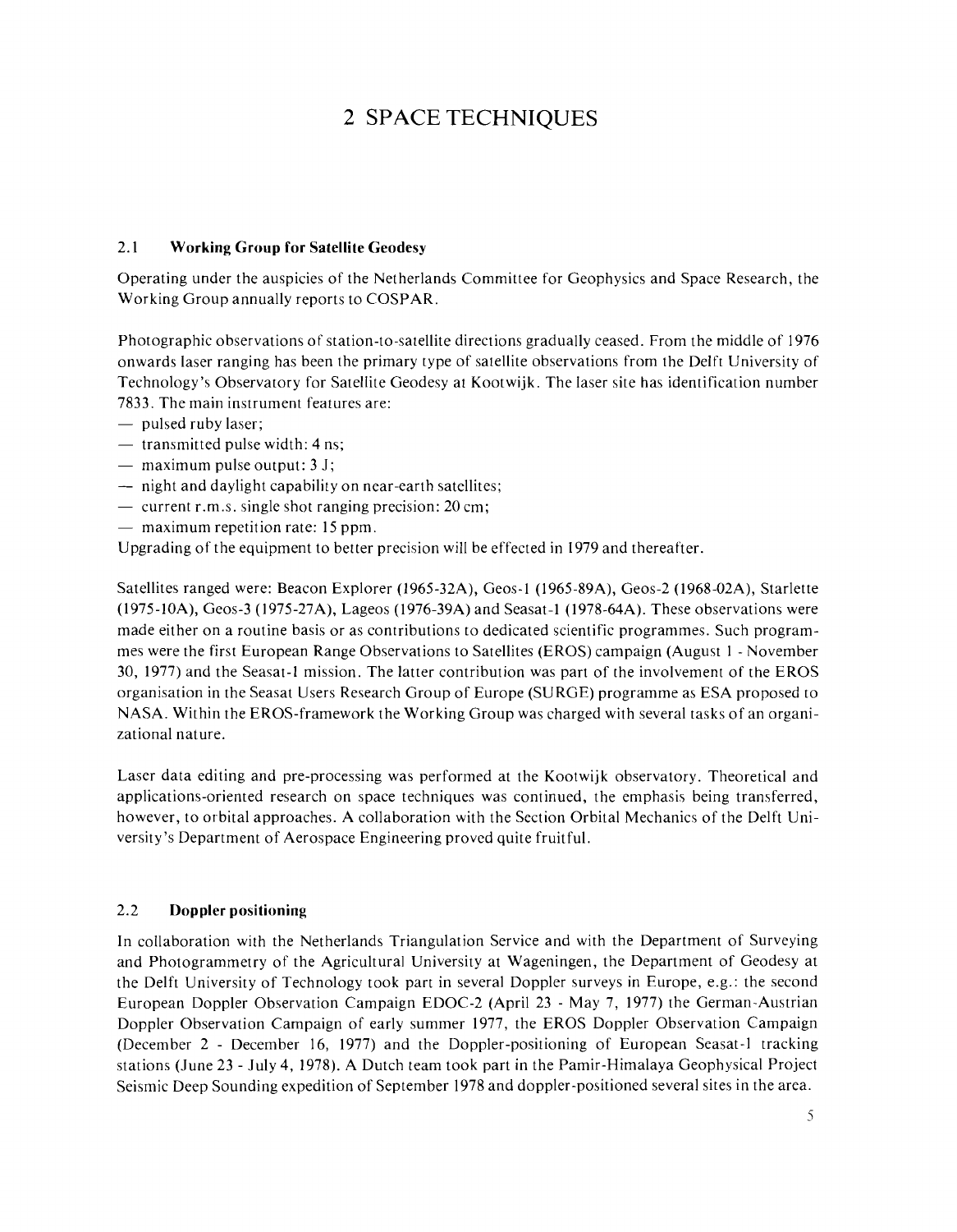# 2 SPACE TECHNIQUES

## 2.1 Working Group for Satellite Geodesy

Operating under the auspicies of the Netherlands Committee for Geophysics and Space Research, the Working Group annually reports to COSPAR.

Photographic observations of station-to-satellite directions gradually ceased. From the middle of 1976 onwards laser ranging has been the primary type of satellite observations from the Delft University of Technology's Observatory for Satellite Geodesy at Kootwijk. The laser site has identification number 7833. The main instrument features are:

- pulsed ruby laser;
- transmitted pulse width: 4 ns;
- maximum pulse output: 3 J;
- night and daylight capability on near-earth satellites;
- current r.m.s. single shot ranging precision: 20 cm;
- maximum repetition rate: 15 ppm.

Upgrading of the equipment to better precision will be effected in 1979 and thereafter.

Satellites ranged were: Beacon Explorer (1965-32A), Geos-1 (1965-89A), Geos-2 (1968-02A), Starlette (1975-10A), Geos-3 (1975-27A), Lageos (1976-39A) and Seasat-1 (1978-64A). These observations were made either on a routine basis or as contributions to dedicated scientific programmes. Such programmes were the first European Range Observations to Satellites (EROS) campaign (August 1 - November 30, 1977) and the Seasat-1 mission. The latter contribution was part of the involvement of the EROS organisation in the Seasat Users Research Group of Europe (SURGE) programme as ESA proposed to NASA. Within the EROS-framework the Working Group was charged with several tasks of an organizational nature.

Laser data editing and pre-processing was performed at the Kootwijk observatory. Theoretical and applications-oriented research on space techniques was continued, the emphasis being transferred, however, to orbital approaches. A collaboration with the Section Orbital Mechanics of the Delft University's Department of Aerospace Engineering proved quite fruitful.

## 2.2 Doppler positioning

In collaboration with the Netherlands Triangulation Service and with the Department of Surveying and Photogrammetry of the Agricultural University at Wageningen, the Department of Geodesy at the Delft University of Technology took part in several Doppler surveys in Europe, e.g.: the second European Doppler Observation Campaign EDOC-2 (April 23 - May 7, 1977) the German-Austrian Doppler Observation Campaign of early summer 1977, the EROS Doppler Observation Campaign (December 2 - December 16, 1977) and the Doppler-positioning of European Seasat-1 tracking stations (June 23 - July 4, 1978). A Dutch team took part in the Pamir-Himalaya Geophysical Project Seismic Deep Sounding expedition of September 1978 and doppler-positioned several sites in the area.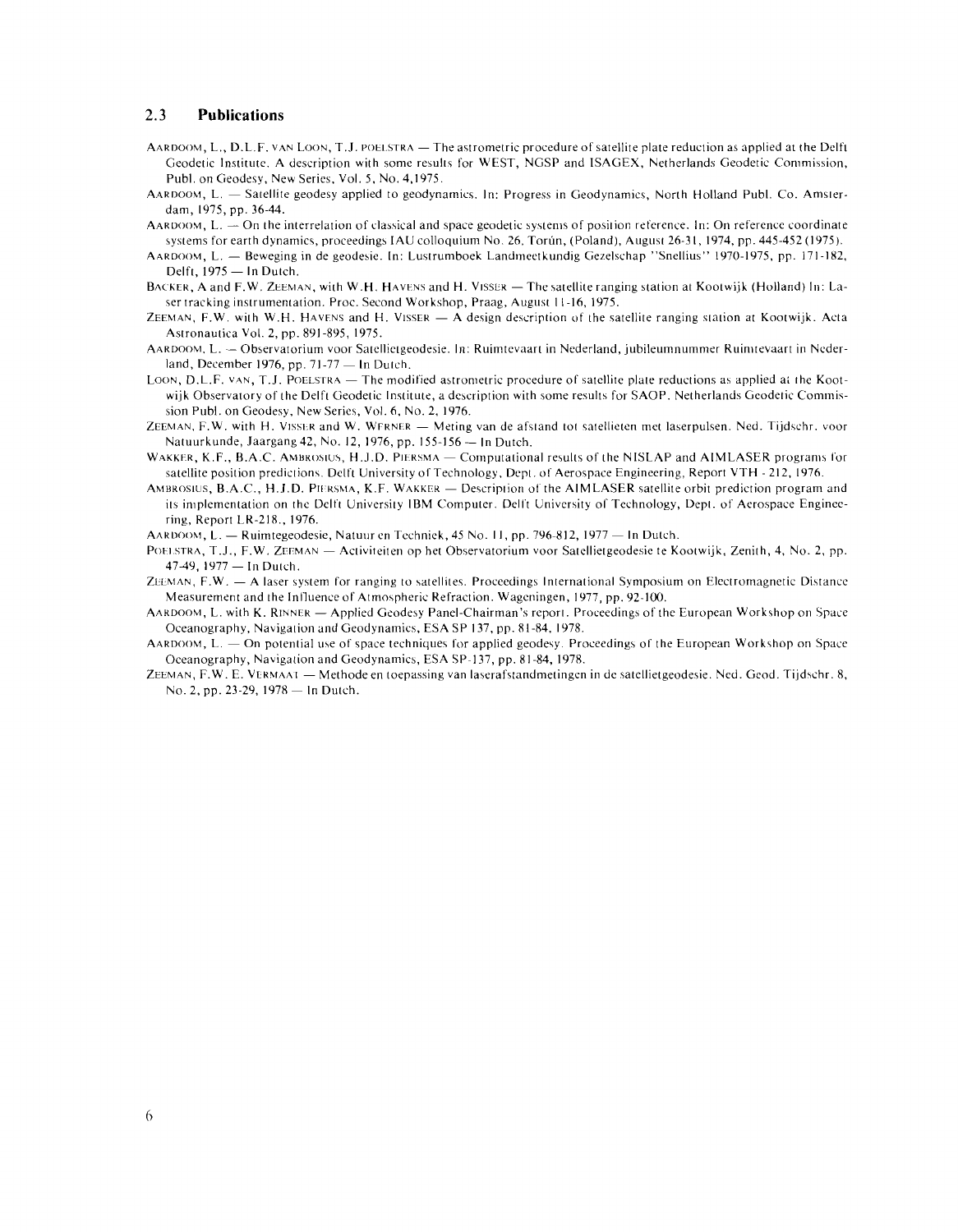## 2.3 Publications

AARDOOM, L., D.L.F. VAN LOON, T.J. POELSTRA — The astrometric procedure of satellite plate reduction as applied at the Delft Geodetic Institute. A description with some results for WEST, NGSP and ISAGEX, Netherlands Geodetic Commission, Publ. on Geodesy, New Series, Vol. 5, No. 4,1975.

AARDOOM, L. — Satellite geodesy applied to geodynamics. In: Progress in Geodynamics, North Holland Publ. Co. Amsterdam, 1975, pp. 36-44.

AARDOOM, L. — On the interrelation of classical and space geodetic systems of position reference. In: On reference coordinate systems for earth dynamics, proceedings IAU colloquium No. 26, Toruń, (Poland), August 26-31, 1974, pp. 445-452 (1975).

AARDOOM, L. — Beweging in de geodesie. In: Lustrumboek Landmeetkundig Gezelschap "Snellius" 1970-1975, pp. 171-182, Delft, 1975 — In Dutch.

BACKER, A and F.W. ZEEMAN, with W.H. HAVENS and H. VISSER — The satellite ranging station at Kootwijk (Holland) In: Laser tracking instrumentation. Proc. Second Workshop, Praag, August 11-16, 1975.

ZEEMAN, F.W. with W.H. HAVENS and H. VISSER — A design description of the satellite ranging station at Kootwijk. Acta Astronautica Vol. 2, pp. 891-895, 1975.

AARDOOM, L. — Observatorium voor Satellietgeodesie. In: Ruimtevaart in Nederland, jubileumnummer Ruimtevaart in Nederland, December 1976, pp. 71-77 — In Dutch.

LOON, D.L.F. VAN, T.J. POELSTRA — The modified astrometric procedure of satellite plate reductions as applied at the Kootwijk Observatory of the Delft Geodetic Institute, a description with some results for SAOP. Netherlands Geodetic Commission Publ. on Geodesy, New Series, Vol. 6, No. 2, 1976.

ZEEMAN, F.W. with H. VISSER and W. WERNER — Meting van de afstand tot satellieten met laserpulsen. Ned. Tijdschr. voor Natuurkunde, Jaargang 42, No. 12, 1976, pp. 155-156 — In Dutch.

WAKKER, K.F., B.A.C. AMBROSIUS, H.J.D. PIERSMA — Computational results of the NISLAP and AIMLASER programs for satellite position predictions. Delft University of Technology, Dept. of Aerospace Engineering, Report VTH - 212, 1976.

AMBROSIUS, B.A.C., H.J.D. PIERSMA, K.F. WAKKER — Description of the AIMLASER satellite orbit prediction program and its implementation on the Delft University IBM Computer. Delft University of Technology, Dept. of Aerospace Engineering, Report LR-218., 1976.

AARDOOM, L. — Ruimtegeodesie, Natuur en Techniek, 45 No. 11, pp. 796-812, 1977 — In Dutch.

POELSTRA, T.J., F.W. ZEEMAN — Activiteiten op het Observatorium voor Satellietgeodesie te Kootwijk, Zenith, 4, No. 2, pp. 47-49, 1977 — In Dutch.

ZEEMAN, F.W. — A laser system for ranging to satellites. Proceedings International Symposium on Electromagnetic Distance Measurement and the Influence of Atmospheric Refraction. Wageningen, 1977, pp. 92-100.

AARDOOM, L. with K. RINNER — Applied Geodesy Panel-Chairman's report. Proceedings of the European Workshop on Space Oceanography, Navigation and Geodynamics, ESA SP 137, pp. 81-84, 1978.

AARDOOM, L. — On potential use of space techniques for applied geodesy. Proceedings of the European Workshop on Space Oceanography, Navigation and Geodynamics, ESA SP-137, pp. 81-84, 1978.

ZEEMAN, F.W. E. VERMAAT — Methode en toepassing van laserafstandmetingen in de satellietgeodesie. Ned. Geod. Tijdschr. 8, No. 2, pp. 23-29, 1978 — In Dutch.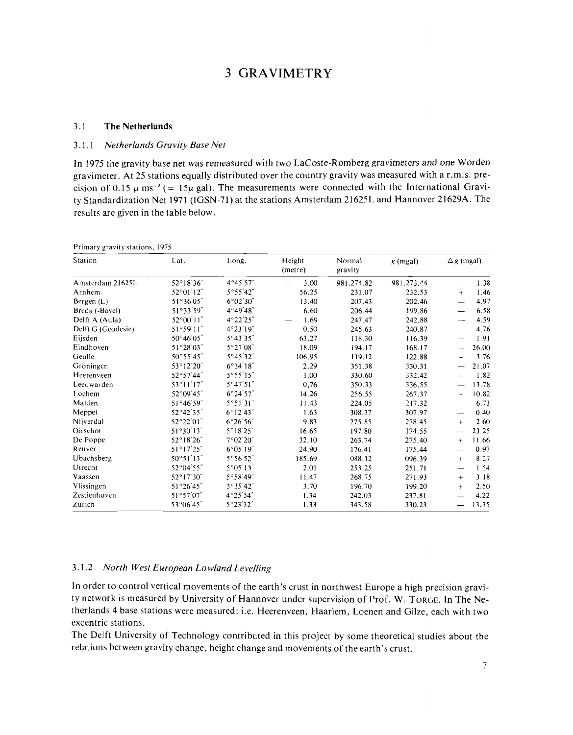# 3 GRAVIMETRY

## 3.1 The Netherlands

### 3.1.1 *Netherlands Gravity Base Net*

In 1975 the gravity base net was remeasured with two LaCoste-Romberg gravimeters and one Worden gravimeter. At 25 stations equally distributed over the country gravity was measured with a r.m.s. precision of 0.15 $\mu$ ms$^{-2}$ (= 15$\mu$ gal). The measurements were connected with the International Gravity Standardization Net 1971 (IGSN-71) at the stations Amsterdam 21625L and Hannover 21629A. The results are given in the table below.

Primary gravity stations, 1975

| Station | Lat. | Long. | Height (metre) | Normal gravity | $g$ (mgal) | $\Delta g$ (mgal) |
|---|---|---|---|---|---|---|
| Amsterdam 21625L | 52°18′36″ | 4°45′57″ | − 3.00 | 981.274.82 | 981.273.44 | − 1.38 |
| Arnhem | 52°01′12″ | 5°55′42″ | 56.25 | 231.07 | 232.53 | + 1.46 |
| Bergen (L) | 51°36′05″ | 6°02′30″ | 13.40 | 207.43 | 202.46 | − 4.97 |
| Breda (-Bavel) | 51°33′59″ | 4°49′48″ | 6.60 | 206.44 | 199.86 | − 6.58 |
| Delft A (Aula) | 52°00′11″ | 4°22′25″ | − 1.69 | 247.47 | 242.88 | − 4.59 |
| Delft G (Geodesie) | 51°59′11″ | 4°23′19″ | − 0.50 | 245.63 | 240.87 | − 4.76 |
| Eijsden | 50°46′05″ | 5°43′35″ | 63.27 | 118.30 | 116.39 | − 1.91 |
| Eindhoven | 51°28′03″ | 5°27′08″ | 18.09 | 194.17 | 168.17 | − 26.00 |
| Geulle | 50°55′45″ | 5°45′32″ | 106.95 | 119.12 | 122.88 | + 3.76 |
| Groningen | 53°12′20″ | 6°34′18″ | 2.29 | 351.38 | 330.31 | − 21.07 |
| Heerenveen | 52°57′44″ | 5°55′15″ | 1.00 | 330.60 | 332.42 | + 1.82 |
| Leeuwarden | 53°11′17″ | 5°47′51″ | 0,76 | 350.33 | 336.55 | − 13.78 |
| Lochem | 52°09′45″ | 6°24′57″ | 14.26 | 256.55 | 267.37 | + 10.82 |
| Malden | 51°46′59″ | 5°51′31″ | 11.43 | 224.05 | 217.32 | − 6.73 |
| Meppel | 52°42′35″ | 6°12′43″ | 1.63 | 308.37 | 307.97 | − 0.40 |
| Nijverdal | 52°22′01″ | 6°26′56″ | 9.83 | 275.85 | 278.45 | + 2.60 |
| Oirschot | 51°30′13″ | 5°18′25″ | 16.65 | 197.80 | 174.55 | − 23.25 |
| De Poppe | 52°18′26″ | 7°02′20″ | 32.10 | 263.74 | 275.40 | + 11.66 |
| Reuver | 51°17′25″ | 6°05′19″ | 24.90 | 176.41 | 175.44 | − 0.97 |
| Ubachsberg | 50°51′13″ | 5°56′52″ | 185.69 | 088.12 | 096.39 | + 8.27 |
| Utrecht | 52°04′55″ | 5°05′13″ | 2.01 | 253.25 | 251.71 | − 1.54 |
| Vaassen | 52°17′30″ | 5°58′49″ | 11.47 | 268.75 | 271.93 | + 3.18 |
| Vlissingen | 51°26′45″ | 3°35′42″ | 3.70 | 196.70 | 199.20 | + 2.50 |
| Zestienhoven | 51°57′07″ | 4°25′54″ | 1.34 | 242.03 | 237.81 | − 4.22 |
| Zurich | 53°06′45″ | 5°23′32″ | 1.33 | 343.58 | 330.23 | − 13.35 |

### 3.1.2 *North West European Lowland Levelling*

In order to control vertical movements of the earth's crust in northwest Europe a high precision gravity network is measured by University of Hannover under supervision of Prof. W. TORGE. In The Netherlands 4 base stations were measured: i.e. Heerenveen, Haarlem, Loenen and Gilze, each with two excentric stations.

The Delft University of Technology contributed in this project by some theoretical studies about the relations between gravity change, height change and movements of the earth's crust.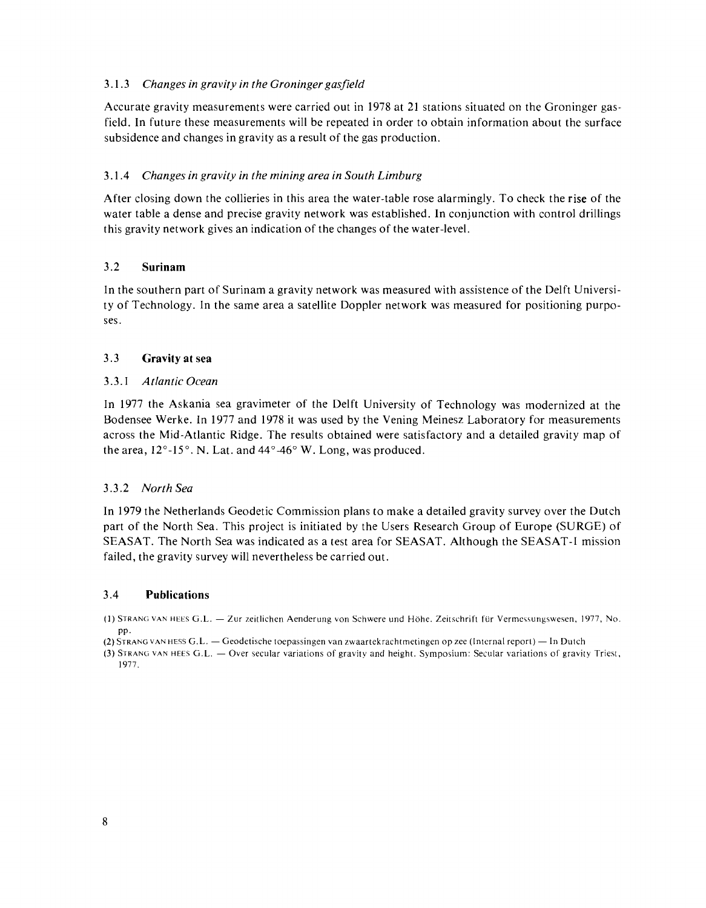### 3.1.3 *Changes in gravity in the Groninger gasfield*

Accurate gravity measurements were carried out in 1978 at 21 stations situated on the Groninger gasfield. In future these measurements will be repeated in order to obtain information about the surface subsidence and changes in gravity as a result of the gas production.

### 3.1.4 *Changes in gravity in the mining area in South Limburg*

After closing down the collieries in this area the water-table rose alarmingly. To check the rise of the water table a dense and precise gravity network was established. In conjunction with control drillings this gravity network gives an indication of the changes of the water-level.

## 3.2 **Surinam**

In the southern part of Surinam a gravity network was measured with assistence of the Delft University of Technology. In the same area a satellite Doppler network was measured for positioning purposes.

## 3.3 **Gravity at sea**

### 3.3.1 *Atlantic Ocean*

In 1977 the Askania sea gravimeter of the Delft University of Technology was modernized at the Bodensee Werke. In 1977 and 1978 it was used by the Vening Meinesz Laboratory for measurements across the Mid-Atlantic Ridge. The results obtained were satisfactory and a detailed gravity map of the area, 12°-15°. N. Lat. and 44°-46° W. Long, was produced.

### 3.3.2 *North Sea*

In 1979 the Netherlands Geodetic Commission plans to make a detailed gravity survey over the Dutch part of the North Sea. This project is initiated by the Users Research Group of Europe (SURGE) of SEASAT. The North Sea was indicated as a test area for SEASAT. Although the SEASAT-1 mission failed, the gravity survey will nevertheless be carried out.

## 3.4 **Publications**

(1) STRANG VAN HEES G.L. — Zur zeitlichen Aenderung von Schwere und Höhe. Zeitschrift für Vermessungswesen, 1977, No. pp.

(2) STRANG VAN HESS G.L. — Geodetische toepassingen van zwaartekrachtmetingen op zee (Internal report) — In Dutch

(3) STRANG VAN HEES G.L. — Over secular variations of gravity and height. Symposium: Secular variations of gravity Triest, 1977.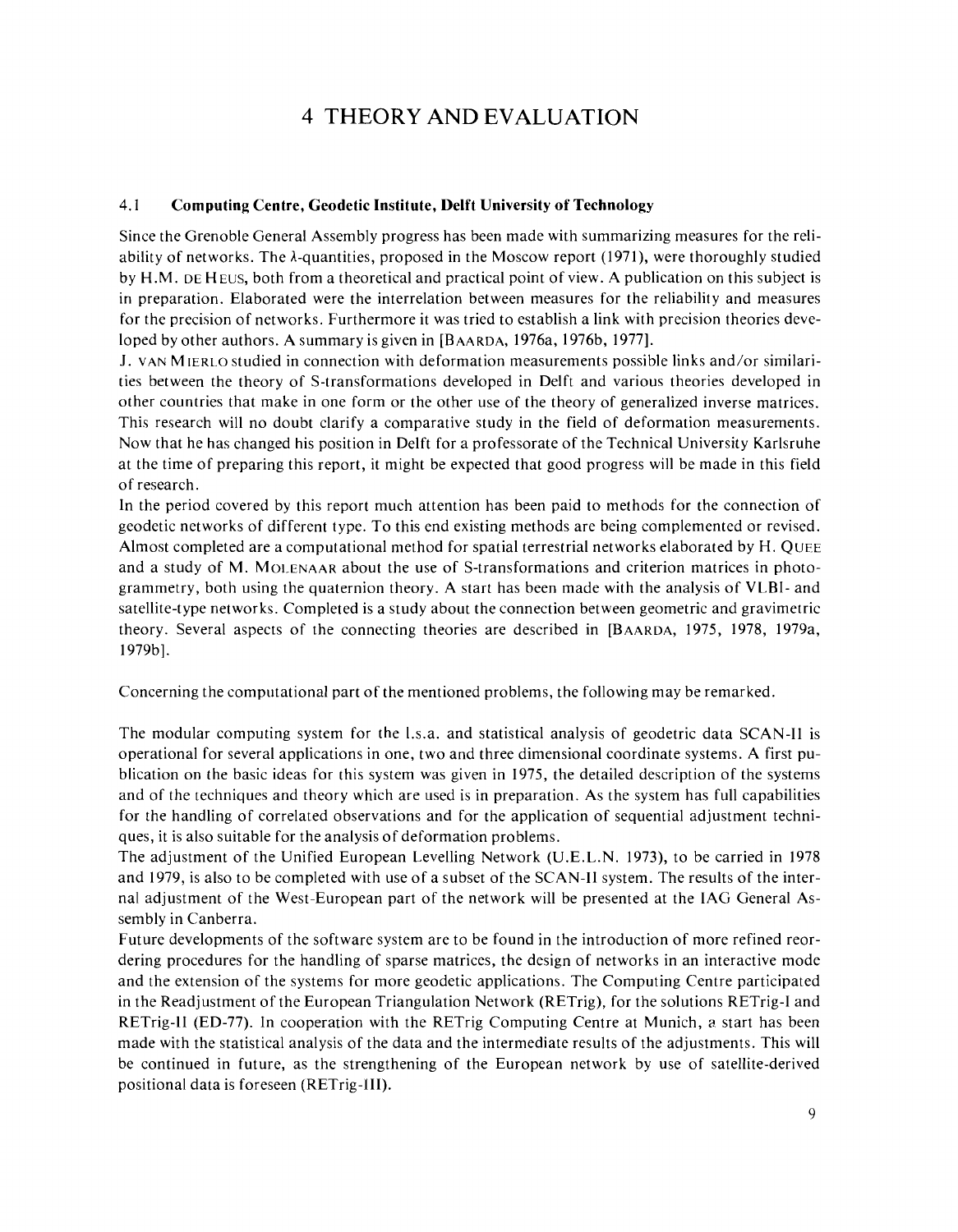# 4 THEORY AND EVALUATION

## 4.1 Computing Centre, Geodetic Institute, Delft University of Technology

Since the Grenoble General Assembly progress has been made with summarizing measures for the reliability of networks. The $\lambda$-quantities, proposed in the Moscow report (1971), were thoroughly studied by H.M. DE HEUS, both from a theoretical and practical point of view. A publication on this subject is in preparation. Elaborated were the interrelation between measures for the reliability and measures for the precision of networks. Furthermore it was tried to establish a link with precision theories developed by other authors. A summary is given in [BAARDA, 1976a, 1976b, 1977].

J. VAN MIERLO studied in connection with deformation measurements possible links and/or similarities between the theory of S-transformations developed in Delft and various theories developed in other countries that make in one form or the other use of the theory of generalized inverse matrices. This research will no doubt clarify a comparative study in the field of deformation measurements. Now that he has changed his position in Delft for a professorate of the Technical University Karlsruhe at the time of preparing this report, it might be expected that good progress will be made in this field of research.

In the period covered by this report much attention has been paid to methods for the connection of geodetic networks of different type. To this end existing methods are being complemented or revised. Almost completed are a computational method for spatial terrestrial networks elaborated by H. QUEE and a study of M. MOLENAAR about the use of S-transformations and criterion matrices in photogrammetry, both using the quaternion theory. A start has been made with the analysis of VLBI- and satellite-type networks. Completed is a study about the connection between geometric and gravimetric theory. Several aspects of the connecting theories are described in [BAARDA, 1975, 1978, 1979a, 1979b].

Concerning the computational part of the mentioned problems, the following may be remarked.

The modular computing system for the l.s.a. and statistical analysis of geodetric data SCAN-II is operational for several applications in one, two and three dimensional coordinate systems. A first publication on the basic ideas for this system was given in 1975, the detailed description of the systems and of the techniques and theory which are used is in preparation. As the system has full capabilities for the handling of correlated observations and for the application of sequential adjustment techniques, it is also suitable for the analysis of deformation problems.

The adjustment of the Unified European Levelling Network (U.E.L.N. 1973), to be carried in 1978 and 1979, is also to be completed with use of a subset of the SCAN-II system. The results of the internal adjustment of the West-European part of the network will be presented at the IAG General Assembly in Canberra.

Future developments of the software system are to be found in the introduction of more refined reordering procedures for the handling of sparse matrices, the design of networks in an interactive mode and the extension of the systems for more geodetic applications. The Computing Centre participated in the Readjustment of the European Triangulation Network (RETrig), for the solutions RETrig-I and RETrig-II (ED-77). In cooperation with the RETrig Computing Centre at Munich, a start has been made with the statistical analysis of the data and the intermediate results of the adjustments. This will be continued in future, as the strengthening of the European network by use of satellite-derived positional data is foreseen (RETrig-III).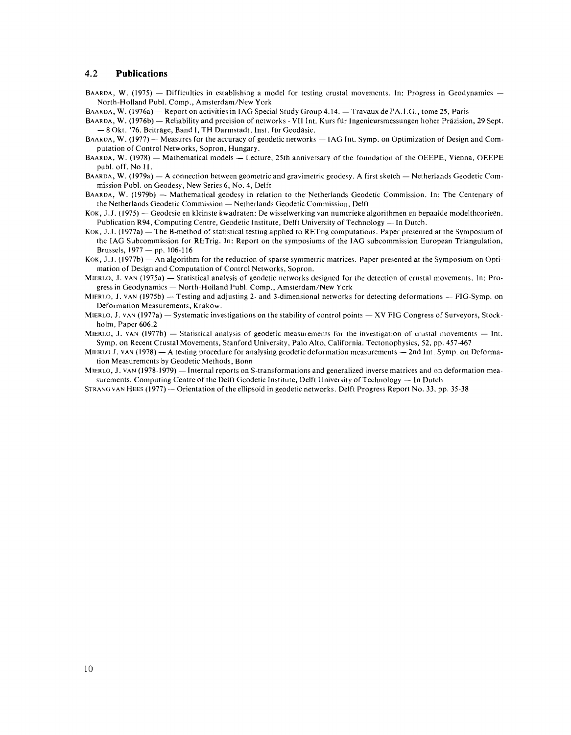## 4.2 Publications

BAARDA, W. (1975) — Difficulties in establishing a model for testing crustal movements. In: Progress in Geodynamics — North-Holland Publ. Comp., Amsterdam/New York

BAARDA, W. (1976a) — Report on activities in IAG Special Study Group 4.14. — Travaux de l'A.I.G., tome 25, Paris

BAARDA, W. (1976b) — Reliability and precision of networks - VII Int. Kurs für Ingenieursmessungen hoher Präzision, 29 Sept. — 8 Okt. '76. Beiträge, Band I, TH Darmstadt, Inst. für Geodäsie.

BAARDA, W. (1977) — Measures for the accuracy of geodetic networks — IAG Int. Symp. on Optimization of Design and Computation of Control Networks, Sopron, Hungary.

BAARDA, W. (1978) — Mathematical models — Lecture, 25th anniversary of the foundation of the OEEPE, Vienna, OEEPE publ. off. No 11.

BAARDA, W. (1979a) — A connection between geometric and gravimetric geodesy. A first sketch — Netherlands Geodetic Commission Publ. on Geodesy, New Series 6, No. 4, Delft

BAARDA, W. (1979b) — Mathematical geodesy in relation to the Netherlands Geodetic Commission. In: The Centenary of the Netherlands Geodetic Commission — Netherlands Geodetic Commission, Delft

KOK, J.J. (1975) — Geodesie en kleinste kwadraten: De wisselwerking van numerieke algorithmen en bepaalde modeltheorieën. Publication R94, Computing Centre, Geodetic Institute, Delft University of Technology — In Dutch.

KOK, J.J. (1977a) — The B-method of statistical testing applied to RETrig computations. Paper presented at the Symposium of the IAG Subcommission for RETrig. In: Report on the symposiums of the IAG subcommission European Triangulation, Brussels, 1977 — pp. 106-116

KOK, J.J. (1977b) — An algorithm for the reduction of sparse symmetric matrices. Paper presented at the Symposium on Optimation of Design and Computation of Control Networks, Sopron.

MIERLO, J. VAN (1975a) — Statistical analysis of geodetic networks designed for the detection of crustal movements. In: Progress in Geodynamics — North-Holland Publ. Comp., Amsterdam/New York

MIERLO, J. VAN (1975b) — Testing and adjusting 2- and 3-dimensional networks for detecting deformations — FIG-Symp. on Deformation Measurements, Krakow.

MIERLO, J. VAN (1977a) — Systematic investigations on the stability of control points — XV FIG Congress of Surveyors, Stockholm, Paper 606.2

MIERLO, J. VAN (1977b) — Statistical analysis of geodetic measurements for the investigation of crustal movements — Int. Symp. on Recent Crustal Movements, Stanford University, Palo Alto, California. Tectonophysics, 52, pp. 457-467

MIERLO J. VAN (1978) — A testing procedure for analysing geodetic deformation measurements — 2nd Int. Symp. on Deformation Measurements by Geodetic Methods, Bonn

MIERLO, J. VAN (1978-1979) — Internal reports on S-transformations and generalized inverse matrices and on deformation measurements. Computing Centre of the Delft Geodetic Institute, Delft University of Technology — In Dutch

STRANG VAN HEES (1977) — Orientation of the ellipsoid in geodetic networks. Delft Progress Report No. 33, pp. 35-38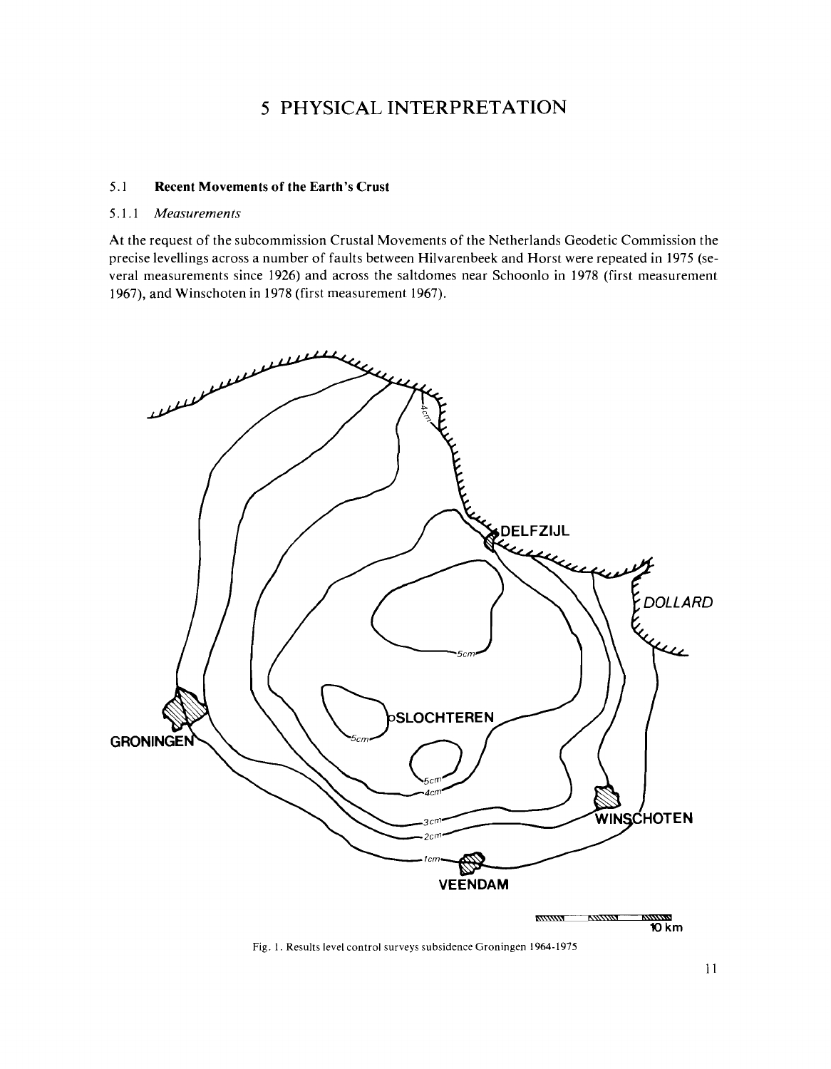# 5 PHYSICAL INTERPRETATION

### 5.1 **Recent Movements of the Earth's Crust**

#### 5.1.1 *Measurements*

At the request of the subcommission Crustal Movements of the Netherlands Geodetic Commission the precise levellings across a number of faults between Hilvarenbeek and Horst were repeated in 1975 (several measurements since 1926) and across the saltdomes near Schoonlo in 1978 (first measurement 1967), and Winschoten in 1978 (first measurement 1967).

Fig. 1. Results level control surveys subsidence Groningen 1964-1975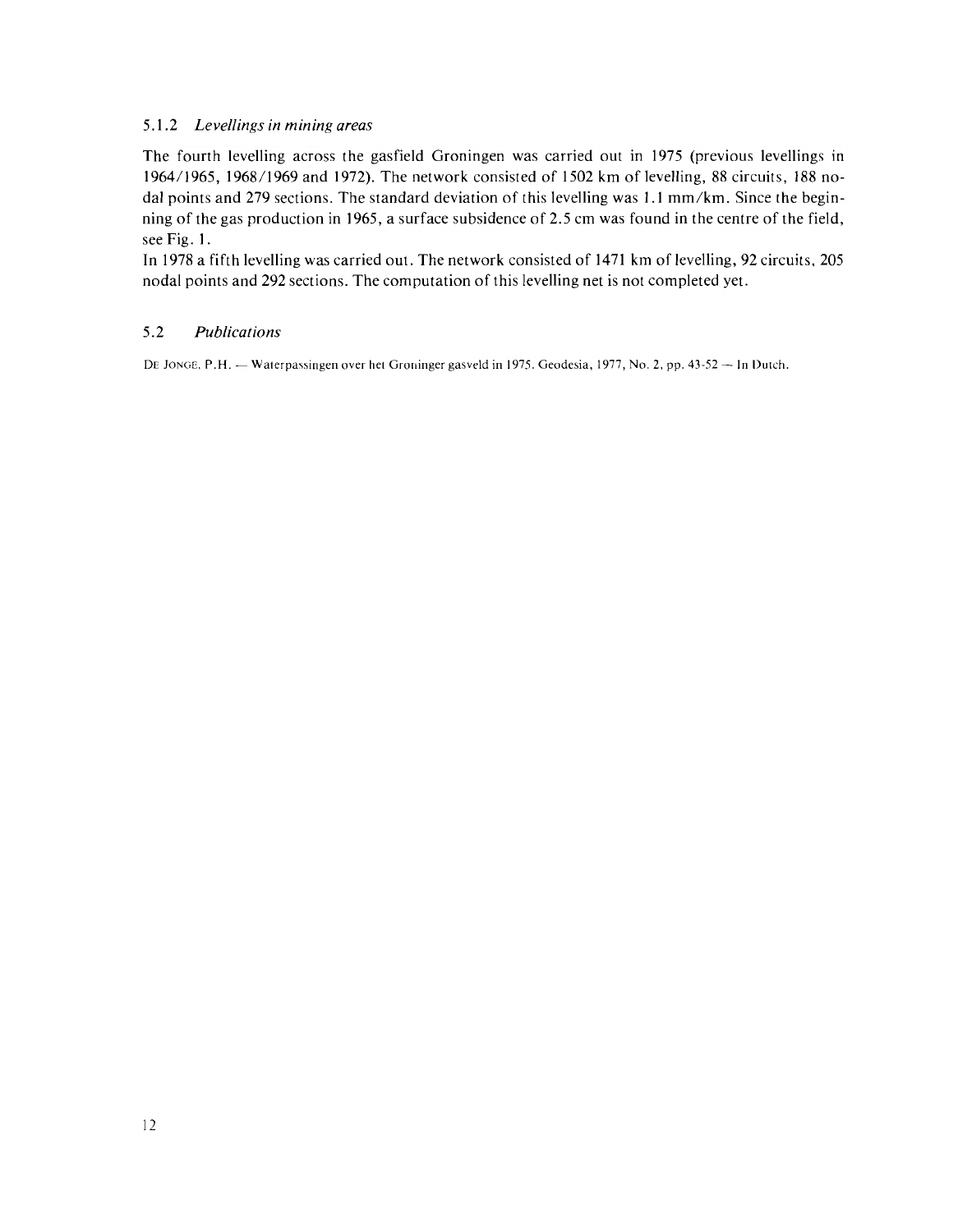### 5.1.2 *Levellings in mining areas*

The fourth levelling across the gasfield Groningen was carried out in 1975 (previous levellings in 1964/1965, 1968/1969 and 1972). The network consisted of 1502 km of levelling, 88 circuits, 188 nodal points and 279 sections. The standard deviation of this levelling was 1.1 mm/km. Since the beginning of the gas production in 1965, a surface subsidence of 2.5 cm was found in the centre of the field, see Fig. 1.

In 1978 a fifth levelling was carried out. The network consisted of 1471 km of levelling, 92 circuits, 205 nodal points and 292 sections. The computation of this levelling net is not completed yet.

## 5.2 *Publications*

De Jonge, P.H. — Waterpassingen over het Groninger gasveld in 1975. Geodesia, 1977, No. 2, pp. 43-52 — In Dutch.